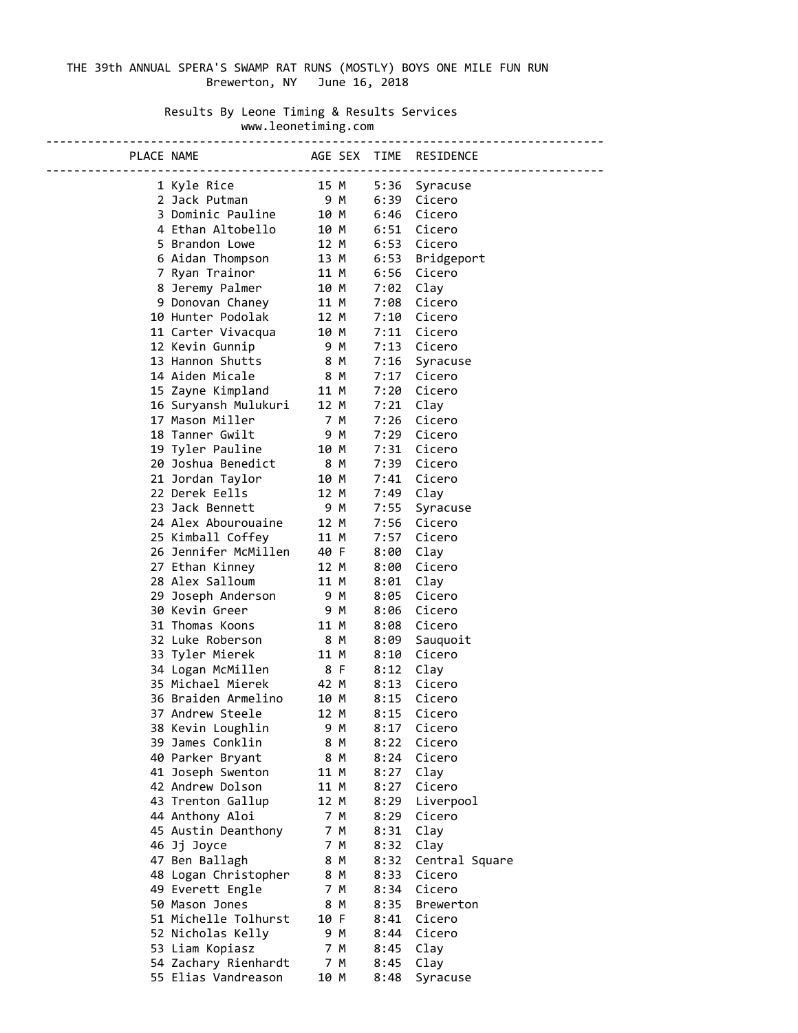# THE 39th ANNUAL SPERA'S SWAMP RAT RUNS (MOSTLY) BOYS ONE MILE FUN RUN

Brewerton, NY June 16, 2018

Results By Leone Timing & Results Services
www.leonetiming.com

| PLACE | NAME | AGE | SEX | TIME | RESIDENCE |
|---|---|---|---|---|---|
| 1 | Kyle Rice | 15 | M | 5:36 | Syracuse |
| 2 | Jack Putman | 9 | M | 6:39 | Cicero |
| 3 | Dominic Pauline | 10 | M | 6:46 | Cicero |
| 4 | Ethan Altobello | 10 | M | 6:51 | Cicero |
| 5 | Brandon Lowe | 12 | M | 6:53 | Cicero |
| 6 | Aidan Thompson | 13 | M | 6:53 | Bridgeport |
| 7 | Ryan Trainor | 11 | M | 6:56 | Cicero |
| 8 | Jeremy Palmer | 10 | M | 7:02 | Clay |
| 9 | Donovan Chaney | 11 | M | 7:08 | Cicero |
| 10 | Hunter Podolak | 12 | M | 7:10 | Cicero |
| 11 | Carter Vivacqua | 10 | M | 7:11 | Cicero |
| 12 | Kevin Gunnip | 9 | M | 7:13 | Cicero |
| 13 | Hannon Shutts | 8 | M | 7:16 | Syracuse |
| 14 | Aiden Micale | 8 | M | 7:17 | Cicero |
| 15 | Zayne Kimpland | 11 | M | 7:20 | Cicero |
| 16 | Suryansh Mulukuri | 12 | M | 7:21 | Clay |
| 17 | Mason Miller | 7 | M | 7:26 | Cicero |
| 18 | Tanner Gwilt | 9 | M | 7:29 | Cicero |
| 19 | Tyler Pauline | 10 | M | 7:31 | Cicero |
| 20 | Joshua Benedict | 8 | M | 7:39 | Cicero |
| 21 | Jordan Taylor | 10 | M | 7:41 | Cicero |
| 22 | Derek Eells | 12 | M | 7:49 | Clay |
| 23 | Jack Bennett | 9 | M | 7:55 | Syracuse |
| 24 | Alex Abourouaine | 12 | M | 7:56 | Cicero |
| 25 | Kimball Coffey | 11 | M | 7:57 | Cicero |
| 26 | Jennifer McMillen | 40 | F | 8:00 | Clay |
| 27 | Ethan Kinney | 12 | M | 8:00 | Cicero |
| 28 | Alex Salloum | 11 | M | 8:01 | Clay |
| 29 | Joseph Anderson | 9 | M | 8:05 | Cicero |
| 30 | Kevin Greer | 9 | M | 8:06 | Cicero |
| 31 | Thomas Koons | 11 | M | 8:08 | Cicero |
| 32 | Luke Roberson | 8 | M | 8:09 | Sauquoit |
| 33 | Tyler Mierek | 11 | M | 8:10 | Cicero |
| 34 | Logan McMillen | 8 | F | 8:12 | Clay |
| 35 | Michael Mierek | 42 | M | 8:13 | Cicero |
| 36 | Braiden Armelino | 10 | M | 8:15 | Cicero |
| 37 | Andrew Steele | 12 | M | 8:15 | Cicero |
| 38 | Kevin Loughlin | 9 | M | 8:17 | Cicero |
| 39 | James Conklin | 8 | M | 8:22 | Cicero |
| 40 | Parker Bryant | 8 | M | 8:24 | Cicero |
| 41 | Joseph Swenton | 11 | M | 8:27 | Clay |
| 42 | Andrew Dolson | 11 | M | 8:27 | Cicero |
| 43 | Trenton Gallup | 12 | M | 8:29 | Liverpool |
| 44 | Anthony Aloi | 7 | M | 8:29 | Cicero |
| 45 | Austin Deanthony | 7 | M | 8:31 | Clay |
| 46 | Jj Joyce | 7 | M | 8:32 | Clay |
| 47 | Ben Ballagh | 8 | M | 8:32 | Central Square |
| 48 | Logan Christopher | 8 | M | 8:33 | Cicero |
| 49 | Everett Engle | 7 | M | 8:34 | Cicero |
| 50 | Mason Jones | 8 | M | 8:35 | Brewerton |
| 51 | Michelle Tolhurst | 10 | F | 8:41 | Cicero |
| 52 | Nicholas Kelly | 9 | M | 8:44 | Cicero |
| 53 | Liam Kopiasz | 7 | M | 8:45 | Clay |
| 54 | Zachary Rienhardt | 7 | M | 8:45 | Clay |
| 55 | Elias Vandreason | 10 | M | 8:48 | Syracuse |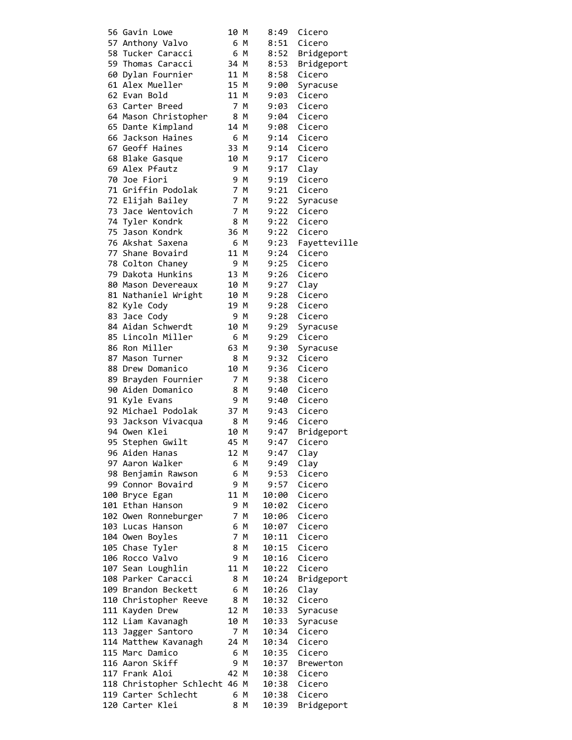```
 56 Gavin Lowe          10 M    8:49  Cicero
 57 Anthony Valvo        6 M    8:51  Cicero
 58 Tucker Caracci       6 M    8:52  Bridgeport
 59 Thomas Caracci      34 M    8:53  Bridgeport
 60 Dylan Fournier      11 M    8:58  Cicero
 61 Alex Mueller        15 M    9:00  Syracuse
 62 Evan Bold           11 M    9:03  Cicero
 63 Carter Breed         7 M    9:03  Cicero
 64 Mason Christopher    8 M    9:04  Cicero
 65 Dante Kimpland      14 M    9:08  Cicero
 66 Jackson Haines       6 M    9:14  Cicero
 67 Geoff Haines        33 M    9:14  Cicero
 68 Blake Gasque        10 M    9:17  Cicero
 69 Alex Pfautz          9 M    9:17  Clay
 70 Joe Fiori            9 M    9:19  Cicero
 71 Griffin Podolak      7 M    9:21  Cicero
 72 Elijah Bailey        7 M    9:22  Syracuse
 73 Jace Wentovich       7 M    9:22  Cicero
 74 Tyler Kondrk         8 M    9:22  Cicero
 75 Jason Kondrk        36 M    9:22  Cicero
 76 Akshat Saxena        6 M    9:23  Fayetteville
 77 Shane Bovaird       11 M    9:24  Cicero
 78 Colton Chaney        9 M    9:25  Cicero
 79 Dakota Hunkins      13 M    9:26  Cicero
 80 Mason Devereaux     10 M    9:27  Clay
 81 Nathaniel Wright    10 M    9:28  Cicero
 82 Kyle Cody           19 M    9:28  Cicero
 83 Jace Cody            9 M    9:28  Cicero
 84 Aidan Schwerdt      10 M    9:29  Syracuse
 85 Lincoln Miller       6 M    9:29  Cicero
 86 Ron Miller          63 M    9:30  Syracuse
 87 Mason Turner         8 M    9:32  Cicero
 88 Drew Domanico       10 M    9:36  Cicero
 89 Brayden Fournier     7 M    9:38  Cicero
 90 Aiden Domanico       8 M    9:40  Cicero
 91 Kyle Evans           9 M    9:40  Cicero
 92 Michael Podolak     37 M    9:43  Cicero
 93 Jackson Vivacqua     8 M    9:46  Cicero
 94 Owen Klei           10 M    9:47  Bridgeport
 95 Stephen Gwilt       45 M    9:47  Cicero
 96 Aiden Hanas         12 M    9:47  Clay
 97 Aaron Walker         6 M    9:49  Clay
 98 Benjamin Rawson      6 M    9:53  Cicero
 99 Connor Bovaird       9 M    9:57  Cicero
100 Bryce Egan          11 M   10:00  Cicero
101 Ethan Hanson         9 M   10:02  Cicero
102 Owen Ronneburger     7 M   10:06  Cicero
103 Lucas Hanson         6 M   10:07  Cicero
104 Owen Boyles          7 M   10:11  Cicero
105 Chase Tyler          8 M   10:15  Cicero
106 Rocco Valvo          9 M   10:16  Cicero
107 Sean Loughlin       11 M   10:22  Cicero
108 Parker Caracci       8 M   10:24  Bridgeport
109 Brandon Beckett      6 M   10:26  Clay
110 Christopher Reeve    8 M   10:32  Cicero
111 Kayden Drew         12 M   10:33  Syracuse
112 Liam Kavanagh       10 M   10:33  Syracuse
113 Jagger Santoro       7 M   10:34  Cicero
114 Matthew Kavanagh    24 M   10:34  Cicero
115 Marc Damico          6 M   10:35  Cicero
116 Aaron Skiff          9 M   10:37  Brewerton
117 Frank Aloi          42 M   10:38  Cicero
118 Christopher Schlecht 46 M  10:38  Cicero
119 Carter Schlecht      6 M   10:38  Cicero
120 Carter Klei          8 M   10:39  Bridgeport
```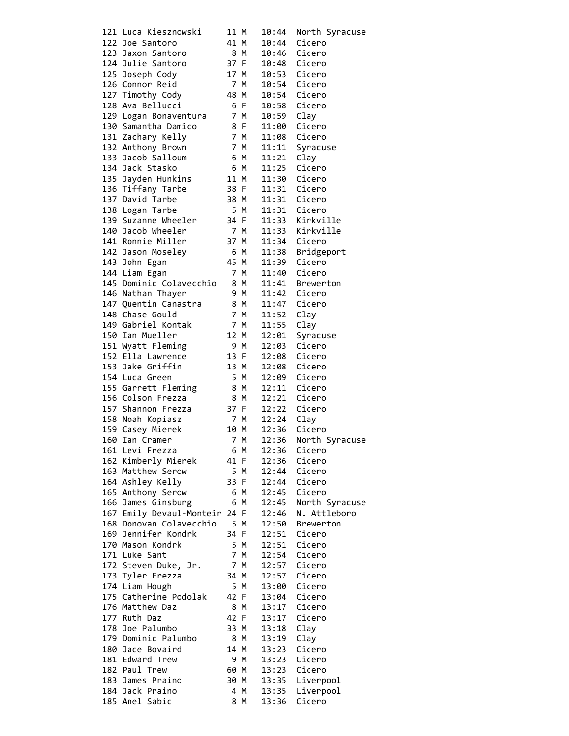```
121 Luca Kiesznowski     11 M   10:44  North Syracuse
122 Joe Santoro          41 M   10:44  Cicero
123 Jaxon Santoro         8 M   10:46  Cicero
124 Julie Santoro        37 F   10:48  Cicero
125 Joseph Cody          17 M   10:53  Cicero
126 Connor Reid           7 M   10:54  Cicero
127 Timothy Cody         48 M   10:54  Cicero
128 Ava Bellucci          6 F   10:58  Cicero
129 Logan Bonaventura     7 M   10:59  Clay
130 Samantha Damico       8 F   11:00  Cicero
131 Zachary Kelly         7 M   11:08  Cicero
132 Anthony Brown         7 M   11:11  Syracuse
133 Jacob Salloum         6 M   11:21  Clay
134 Jack Stasko           6 M   11:25  Cicero
135 Jayden Hunkins       11 M   11:30  Cicero
136 Tiffany Tarbe        38 F   11:31  Cicero
137 David Tarbe          38 M   11:31  Cicero
138 Logan Tarbe           5 M   11:31  Cicero
139 Suzanne Wheeler      34 F   11:33  Kirkville
140 Jacob Wheeler         7 M   11:33  Kirkville
141 Ronnie Miller        37 M   11:34  Cicero
142 Jason Moseley         6 M   11:38  Bridgeport
143 John Egan            45 M   11:39  Cicero
144 Liam Egan             7 M   11:40  Cicero
145 Dominic Colavecchio   8 M   11:41  Brewerton
146 Nathan Thayer         9 M   11:42  Cicero
147 Quentin Canastra      8 M   11:47  Cicero
148 Chase Gould           7 M   11:52  Clay
149 Gabriel Kontak        7 M   11:55  Clay
150 Ian Mueller          12 M   12:01  Syracuse
151 Wyatt Fleming         9 M   12:03  Cicero
152 Ella Lawrence        13 F   12:08  Cicero
153 Jake Griffin         13 M   12:08  Cicero
154 Luca Green            5 M   12:09  Cicero
155 Garrett Fleming       8 M   12:11  Cicero
156 Colson Frezza         8 M   12:21  Cicero
157 Shannon Frezza       37 F   12:22  Cicero
158 Noah Kopiasz          7 M   12:24  Clay
159 Casey Mierek         10 M   12:36  Cicero
160 Ian Cramer            7 M   12:36  North Syracuse
161 Levi Frezza           6 M   12:36  Cicero
162 Kimberly Mierek      41 F   12:36  Cicero
163 Matthew Serow         5 M   12:44  Cicero
164 Ashley Kelly         33 F   12:44  Cicero
165 Anthony Serow         6 M   12:45  Cicero
166 James Ginsburg        6 M   12:45  North Syracuse
167 Emily Devaul-Monteir 24 F   12:46  N. Attleboro
168 Donovan Colavecchio   5 M   12:50  Brewerton
169 Jennifer Kondrk      34 F   12:51  Cicero
170 Mason Kondrk          5 M   12:51  Cicero
171 Luke Sant             7 M   12:54  Cicero
172 Steven Duke, Jr.      7 M   12:57  Cicero
173 Tyler Frezza         34 M   12:57  Cicero
174 Liam Hough            5 M   13:00  Cicero
175 Catherine Podolak    42 F   13:04  Cicero
176 Matthew Daz           8 M   13:17  Cicero
177 Ruth Daz             42 F   13:17  Cicero
178 Joe Palumbo          33 M   13:18  Clay
179 Dominic Palumbo       8 M   13:19  Clay
180 Jace Bovaird         14 M   13:23  Cicero
181 Edward Trew           9 M   13:23  Cicero
182 Paul Trew            60 M   13:23  Cicero
183 James Praino         30 M   13:35  Liverpool
184 Jack Praino           4 M   13:35  Liverpool
185 Anel Sabic            8 M   13:36  Cicero
```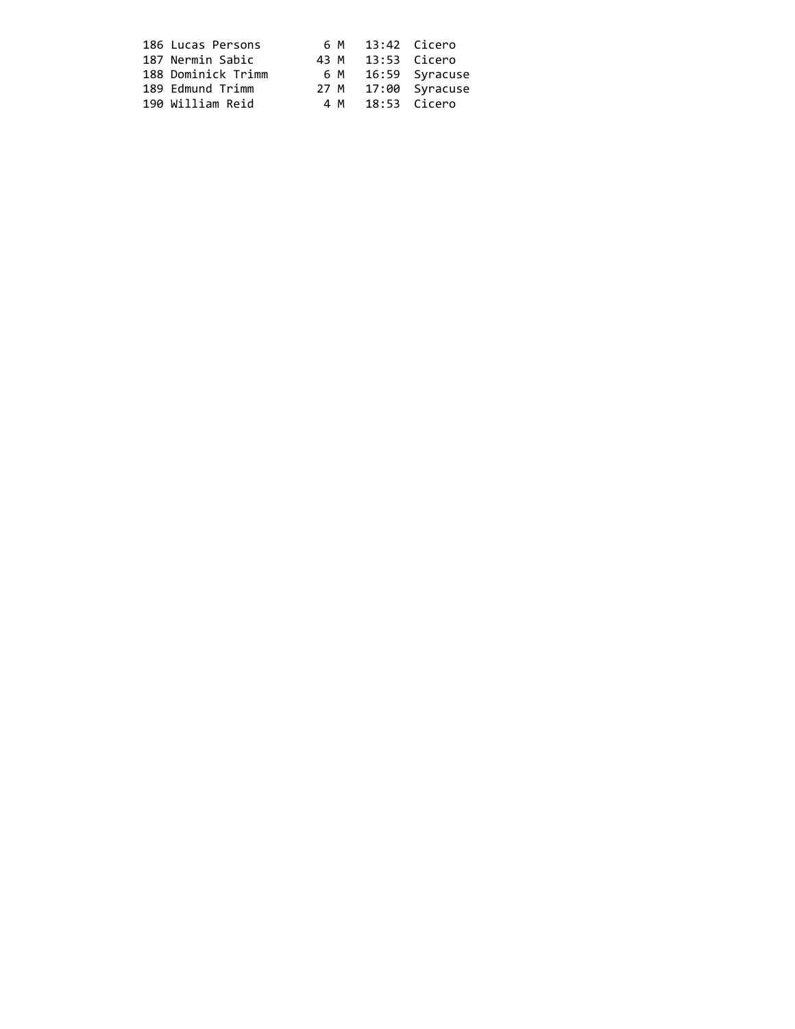| | | | | | |
|---|---|---|---|---|---|
| 186 | Lucas Persons | 6 | M | 13:42 | Cicero |
| 187 | Nermin Sabic | 43 | M | 13:53 | Cicero |
| 188 | Dominick Trimm | 6 | M | 16:59 | Syracuse |
| 189 | Edmund Trimm | 27 | M | 17:00 | Syracuse |
| 190 | William Reid | 4 | M | 18:53 | Cicero |